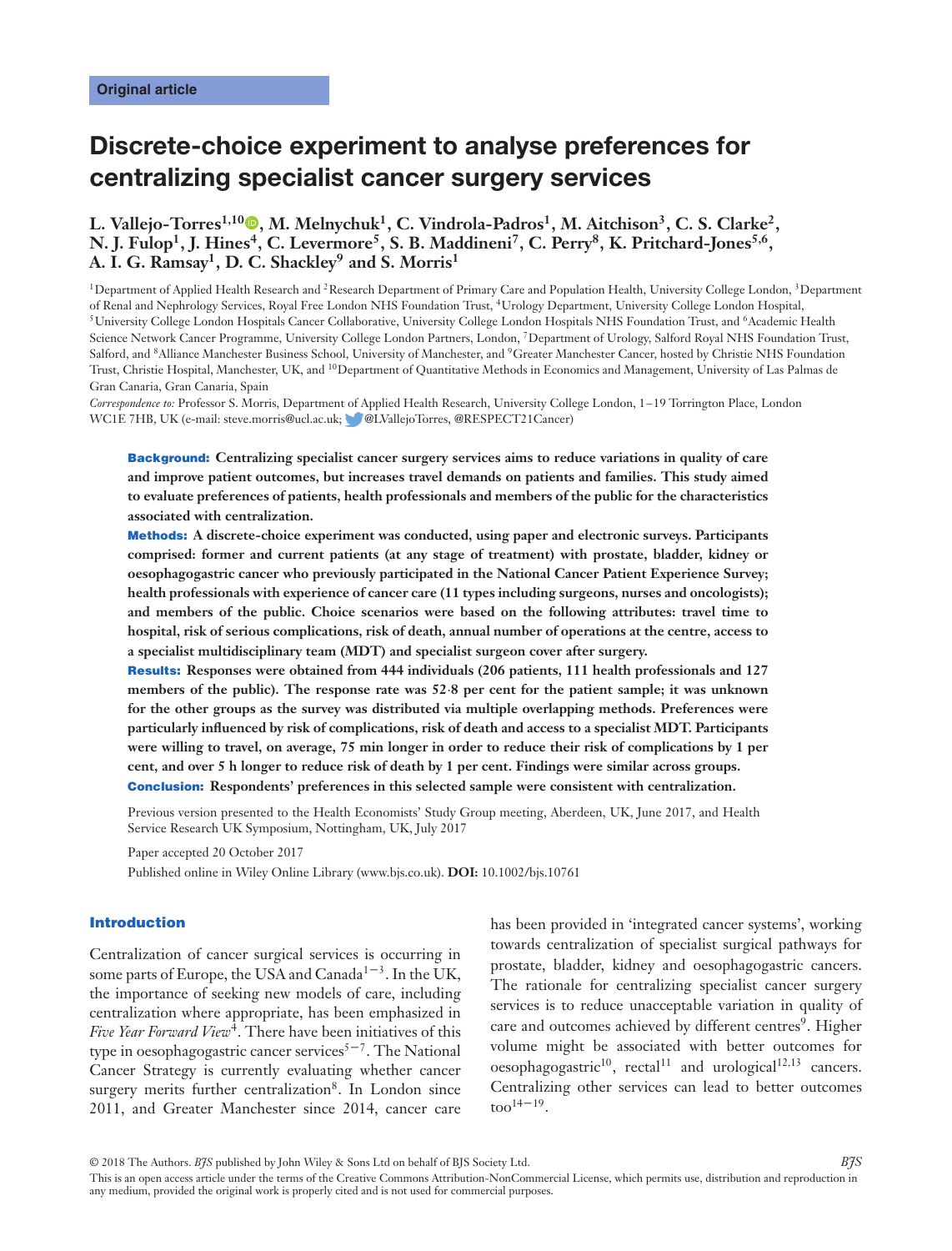Original article

# Discrete-choice experiment to analyse preferences for centralizing specialist cancer surgery services

**L. Vallejo-Torres[1,10], M. Melnychuk[1], C. Vindrola-Padros[1], M. Aitchison[3], C. S. Clarke[2], N. J. Fulop[1], J. Hines[4], C. Levermore[5], S. B. Maddineni[7], C. Perry[8], K. Pritchard-Jones[5,6], A. I. G. Ramsay[1], D. C. Shackley[9] and S. Morris[1]**

[1]Department of Applied Health Research and [2]Research Department of Primary Care and Population Health, University College London, [3]Department of Renal and Nephrology Services, Royal Free London NHS Foundation Trust, [4]Urology Department, University College London Hospital, [5]University College London Hospitals Cancer Collaborative, University College London Hospitals NHS Foundation Trust, and [6]Academic Health Science Network Cancer Programme, University College London Partners, London, [7]Department of Urology, Salford Royal NHS Foundation Trust, Salford, and [8]Alliance Manchester Business School, University of Manchester, and [9]Greater Manchester Cancer, hosted by Christie NHS Foundation Trust, Christie Hospital, Manchester, UK, and [10]Department of Quantitative Methods in Economics and Management, University of Las Palmas de Gran Canaria, Gran Canaria, Spain

*Correspondence to:* Professor S. Morris, Department of Applied Health Research, University College London, 1–19 Torrington Place, London WC1E 7HB, UK (e-mail: steve.morris@ucl.ac.uk; @LVallejoTorres, @RESPECT21Cancer)

**Background:** **Centralizing specialist cancer surgery services aims to reduce variations in quality of care and improve patient outcomes, but increases travel demands on patients and families. This study aimed to evaluate preferences of patients, health professionals and members of the public for the characteristics associated with centralization.**

**Methods:** **A discrete-choice experiment was conducted, using paper and electronic surveys. Participants comprised: former and current patients (at any stage of treatment) with prostate, bladder, kidney or oesophagogastric cancer who previously participated in the National Cancer Patient Experience Survey; health professionals with experience of cancer care (11 types including surgeons, nurses and oncologists); and members of the public. Choice scenarios were based on the following attributes: travel time to hospital, risk of serious complications, risk of death, annual number of operations at the centre, access to a specialist multidisciplinary team (MDT) and specialist surgeon cover after surgery.**

**Results:** **Responses were obtained from 444 individuals (206 patients, 111 health professionals and 127 members of the public). The response rate was 52·8 per cent for the patient sample; it was unknown for the other groups as the survey was distributed via multiple overlapping methods. Preferences were particularly influenced by risk of complications, risk of death and access to a specialist MDT. Participants were willing to travel, on average, 75 min longer in order to reduce their risk of complications by 1 per cent, and over 5 h longer to reduce risk of death by 1 per cent. Findings were similar across groups.**

**Conclusion:** **Respondents' preferences in this selected sample were consistent with centralization.**

Previous version presented to the Health Economists' Study Group meeting, Aberdeen, UK, June 2017, and Health Service Research UK Symposium, Nottingham, UK, July 2017

Paper accepted 20 October 2017

Published online in Wiley Online Library (www.bjs.co.uk). **DOI:** 10.1002/bjs.10761

## Introduction

Centralization of cancer surgical services is occurring in some parts of Europe, the USA and Canada[1–3]. In the UK, the importance of seeking new models of care, including centralization where appropriate, has been emphasized in *Five Year Forward View*[4]. There have been initiatives of this type in oesophagogastric cancer services[5–7]. The National Cancer Strategy is currently evaluating whether cancer surgery merits further centralization[8]. In London since 2011, and Greater Manchester since 2014, cancer care has been provided in 'integrated cancer systems', working towards centralization of specialist surgical pathways for prostate, bladder, kidney and oesophagogastric cancers. The rationale for centralizing specialist cancer surgery services is to reduce unacceptable variation in quality of care and outcomes achieved by different centres[9]. Higher volume might be associated with better outcomes for oesophagogastric[10], rectal[11] and urological[12,13] cancers. Centralizing other services can lead to better outcomes too[14–19].

© 2018 The Authors. *BJS* published by John Wiley & Sons Ltd on behalf of BJS Society Ltd.
This is an open access article under the terms of the Creative Commons Attribution-NonCommercial License, which permits use, distribution and reproduction in any medium, provided the original work is properly cited and is not used for commercial purposes.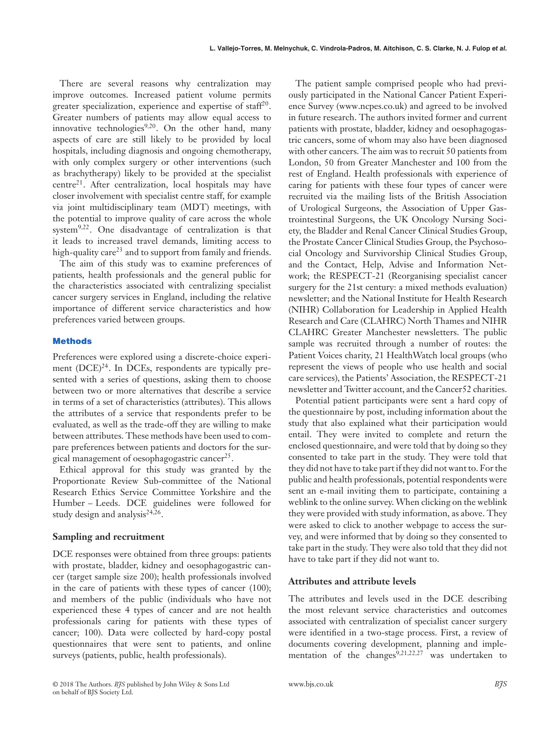There are several reasons why centralization may improve outcomes. Increased patient volume permits greater specialization, experience and expertise of staff[20]. Greater numbers of patients may allow equal access to innovative technologies[9,20]. On the other hand, many aspects of care are still likely to be provided by local hospitals, including diagnosis and ongoing chemotherapy, with only complex surgery or other interventions (such as brachytherapy) likely to be provided at the specialist centre[21]. After centralization, local hospitals may have closer involvement with specialist centre staff, for example via joint multidisciplinary team (MDT) meetings, with the potential to improve quality of care across the whole system[9,22]. One disadvantage of centralization is that it leads to increased travel demands, limiting access to high-quality care[23] and to support from family and friends.

The aim of this study was to examine preferences of patients, health professionals and the general public for the characteristics associated with centralizing specialist cancer surgery services in England, including the relative importance of different service characteristics and how preferences varied between groups.

## Methods

Preferences were explored using a discrete-choice experiment (DCE)[24]. In DCEs, respondents are typically presented with a series of questions, asking them to choose between two or more alternatives that describe a service in terms of a set of characteristics (attributes). This allows the attributes of a service that respondents prefer to be evaluated, as well as the trade-off they are willing to make between attributes. These methods have been used to compare preferences between patients and doctors for the surgical management of oesophagogastric cancer[25].

Ethical approval for this study was granted by the Proportionate Review Sub-committee of the National Research Ethics Service Committee Yorkshire and the Humber – Leeds. DCE guidelines were followed for study design and analysis[24,26].

### Sampling and recruitment

DCE responses were obtained from three groups: patients with prostate, bladder, kidney and oesophagogastric cancer (target sample size 200); health professionals involved in the care of patients with these types of cancer (100); and members of the public (individuals who have not experienced these 4 types of cancer and are not health professionals caring for patients with these types of cancer; 100). Data were collected by hard-copy postal questionnaires that were sent to patients, and online surveys (patients, public, health professionals).

The patient sample comprised people who had previously participated in the National Cancer Patient Experience Survey (www.ncpes.co.uk) and agreed to be involved in future research. The authors invited former and current patients with prostate, bladder, kidney and oesophagogastric cancers, some of whom may also have been diagnosed with other cancers. The aim was to recruit 50 patients from London, 50 from Greater Manchester and 100 from the rest of England. Health professionals with experience of caring for patients with these four types of cancer were recruited via the mailing lists of the British Association of Urological Surgeons, the Association of Upper Gastrointestinal Surgeons, the UK Oncology Nursing Society, the Bladder and Renal Cancer Clinical Studies Group, the Prostate Cancer Clinical Studies Group, the Psychosocial Oncology and Survivorship Clinical Studies Group, and the Contact, Help, Advise and Information Network; the RESPECT-21 (Reorganising specialist cancer surgery for the 21st century: a mixed methods evaluation) newsletter; and the National Institute for Health Research (NIHR) Collaboration for Leadership in Applied Health Research and Care (CLAHRC) North Thames and NIHR CLAHRC Greater Manchester newsletters. The public sample was recruited through a number of routes: the Patient Voices charity, 21 HealthWatch local groups (who represent the views of people who use health and social care services), the Patients' Association, the RESPECT-21 newsletter and Twitter account, and the Cancer52 charities.

Potential patient participants were sent a hard copy of the questionnaire by post, including information about the study that also explained what their participation would entail. They were invited to complete and return the enclosed questionnaire, and were told that by doing so they consented to take part in the study. They were told that they did not have to take part if they did not want to. For the public and health professionals, potential respondents were sent an e-mail inviting them to participate, containing a weblink to the online survey. When clicking on the weblink they were provided with study information, as above. They were asked to click to another webpage to access the survey, and were informed that by doing so they consented to take part in the study. They were also told that they did not have to take part if they did not want to.

### Attributes and attribute levels

The attributes and levels used in the DCE describing the most relevant service characteristics and outcomes associated with centralization of specialist cancer surgery were identified in a two-stage process. First, a review of documents covering development, planning and implementation of the changes[9,21,22,27] was undertaken to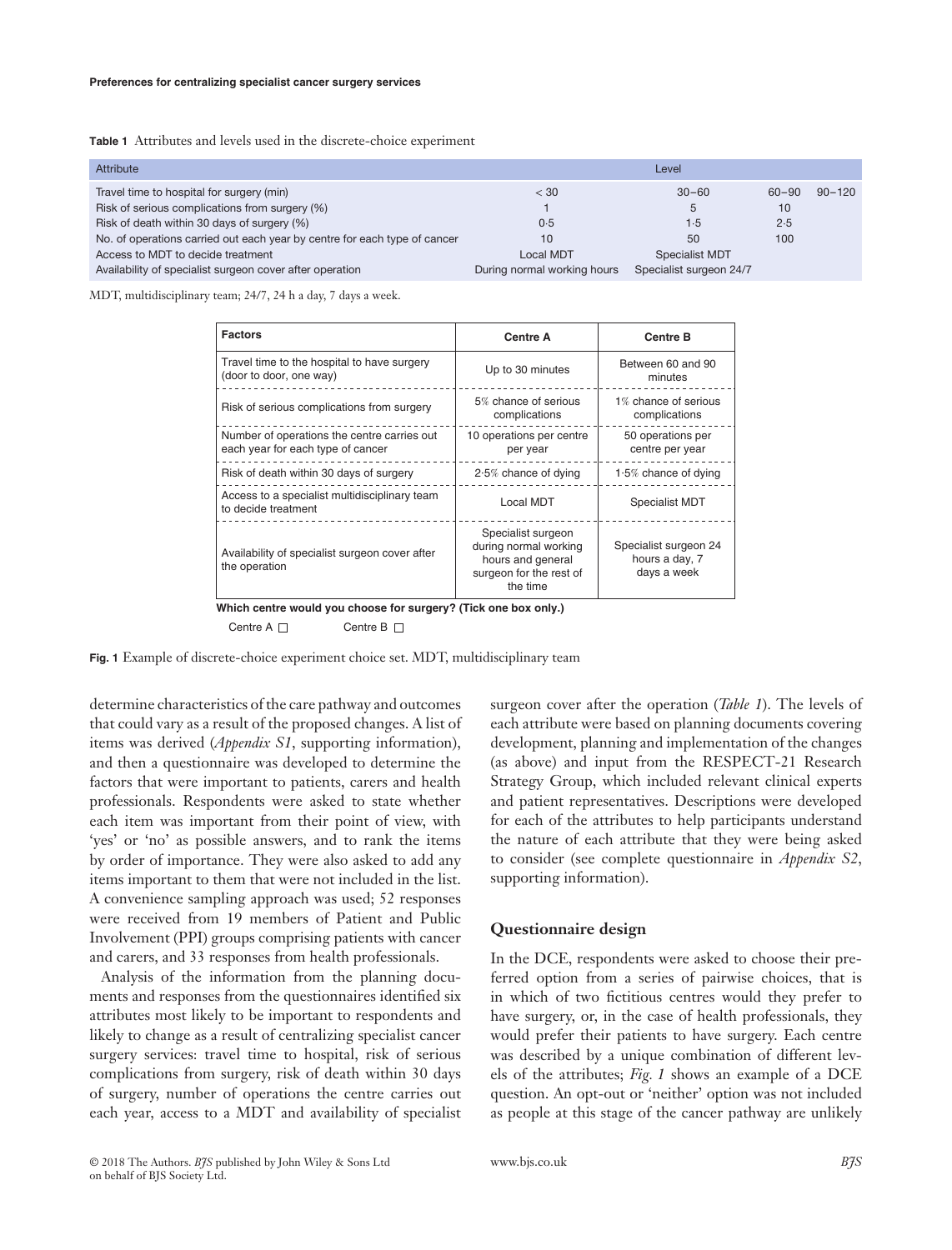**Table 1** Attributes and levels used in the discrete-choice experiment

| Attribute | Level | | | |
|---|---|---|---|---|
| Travel time to hospital for surgery (min) | < 30 | 30–60 | 60–90 | 90–120 |
| Risk of serious complications from surgery (%) | 1 | 5 | 10 | |
| Risk of death within 30 days of surgery (%) | 0·5 | 1·5 | 2·5 | |
| No. of operations carried out each year by centre for each type of cancer | 10 | 50 | 100 | |
| Access to MDT to decide treatment | Local MDT | Specialist MDT | | |
| Availability of specialist surgeon cover after operation | During normal working hours | Specialist surgeon 24/7 | | |

MDT, multidisciplinary team; 24/7, 24 h a day, 7 days a week.

| Factors | Centre A | Centre B |
|---|---|---|
| Travel time to the hospital to have surgery (door to door, one way) | Up to 30 minutes | Between 60 and 90 minutes |
| Risk of serious complications from surgery | 5% chance of serious complications | 1% chance of serious complications |
| Number of operations the centre carries out each year for each type of cancer | 10 operations per centre per year | 50 operations per centre per year |
| Risk of death within 30 days of surgery | 2·5% chance of dying | 1·5% chance of dying |
| Access to a specialist multidisciplinary team to decide treatment | Local MDT | Specialist MDT |
| Availability of specialist surgeon cover after the operation | Specialist surgeon during normal working hours and general surgeon for the rest of the time | Specialist surgeon 24 hours a day, 7 days a week |

**Which centre would you choose for surgery? (Tick one box only.)**

Centre A ☐ Centre B ☐

**Fig. 1** Example of discrete-choice experiment choice set. MDT, multidisciplinary team

determine characteristics of the care pathway and outcomes that could vary as a result of the proposed changes. A list of items was derived (*Appendix S1*, supporting information), and then a questionnaire was developed to determine the factors that were important to patients, carers and health professionals. Respondents were asked to state whether each item was important from their point of view, with 'yes' or 'no' as possible answers, and to rank the items by order of importance. They were also asked to add any items important to them that were not included in the list. A convenience sampling approach was used; 52 responses were received from 19 members of Patient and Public Involvement (PPI) groups comprising patients with cancer and carers, and 33 responses from health professionals.

Analysis of the information from the planning documents and responses from the questionnaires identified six attributes most likely to be important to respondents and likely to change as a result of centralizing specialist cancer surgery services: travel time to hospital, risk of serious complications from surgery, risk of death within 30 days of surgery, number of operations the centre carries out each year, access to a MDT and availability of specialist surgeon cover after the operation (*Table 1*). The levels of each attribute were based on planning documents covering development, planning and implementation of the changes (as above) and input from the RESPECT-21 Research Strategy Group, which included relevant clinical experts and patient representatives. Descriptions were developed for each of the attributes to help participants understand the nature of each attribute that they were being asked to consider (see complete questionnaire in *Appendix S2*, supporting information).

## Questionnaire design

In the DCE, respondents were asked to choose their preferred option from a series of pairwise choices, that is in which of two fictitious centres would they prefer to have surgery, or, in the case of health professionals, they would prefer their patients to have surgery. Each centre was described by a unique combination of different levels of the attributes; *Fig. 1* shows an example of a DCE question. An opt-out or 'neither' option was not included as people at this stage of the cancer pathway are unlikely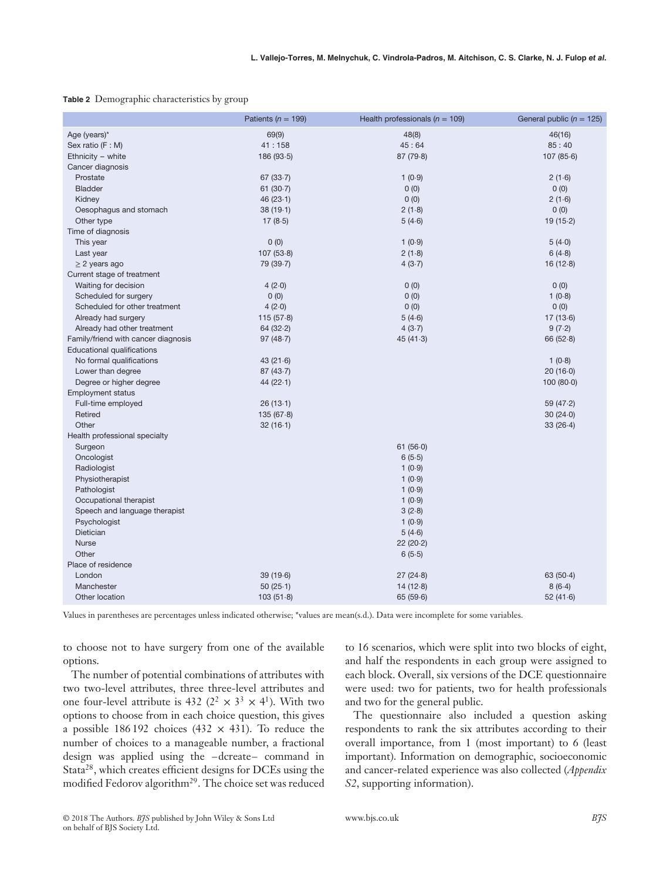**Table 2** Demographic characteristics by group

| | Patients ($n$ = 199) | Health professionals ($n$ = 109) | General public ($n$ = 125) |
|---|---|---|---|
| Age (years)* | 69(9) | 48(8) | 46(16) |
| Sex ratio (F : M) | 41 : 158 | 45 : 64 | 85 : 40 |
| Ethnicity – white | 186 (93·5) | 87 (79·8) | 107 (85·6) |
| Cancer diagnosis | | | |
| Prostate | 67 (33·7) | 1 (0·9) | 2 (1·6) |
| Bladder | 61 (30·7) | 0 (0) | 0 (0) |
| Kidney | 46 (23·1) | 0 (0) | 2 (1·6) |
| Oesophagus and stomach | 38 (19·1) | 2 (1·8) | 0 (0) |
| Other type | 17 (8·5) | 5 (4·6) | 19 (15·2) |
| Time of diagnosis | | | |
| This year | 0 (0) | 1 (0·9) | 5 (4·0) |
| Last year | 107 (53·8) | 2 (1·8) | 6 (4·8) |
| ≥ 2 years ago | 79 (39·7) | 4 (3·7) | 16 (12·8) |
| Current stage of treatment | | | |
| Waiting for decision | 4 (2·0) | 0 (0) | 0 (0) |
| Scheduled for surgery | 0 (0) | 0 (0) | 1 (0·8) |
| Scheduled for other treatment | 4 (2·0) | 0 (0) | 0 (0) |
| Already had surgery | 115 (57·8) | 5 (4·6) | 17 (13·6) |
| Already had other treatment | 64 (32·2) | 4 (3·7) | 9 (7·2) |
| Family/friend with cancer diagnosis | 97 (48·7) | 45 (41·3) | 66 (52·8) |
| Educational qualifications | | | |
| No formal qualifications | 43 (21·6) | | 1 (0·8) |
| Lower than degree | 87 (43·7) | | 20 (16·0) |
| Degree or higher degree | 44 (22·1) | | 100 (80·0) |
| Employment status | | | |
| Full-time employed | 26 (13·1) | | 59 (47·2) |
| Retired | 135 (67·8) | | 30 (24·0) |
| Other | 32 (16·1) | | 33 (26·4) |
| Health professional specialty | | | |
| Surgeon | | 61 (56·0) | |
| Oncologist | | 6 (5·5) | |
| Radiologist | | 1 (0·9) | |
| Physiotherapist | | 1 (0·9) | |
| Pathologist | | 1 (0·9) | |
| Occupational therapist | | 1 (0·9) | |
| Speech and language therapist | | 3 (2·8) | |
| Psychologist | | 1 (0·9) | |
| Dietician | | 5 (4·6) | |
| Nurse | | 22 (20·2) | |
| Other | | 6 (5·5) | |
| Place of residence | | | |
| London | 39 (19·6) | 27 (24·8) | 63 (50·4) |
| Manchester | 50 (25·1) | 14 (12·8) | 8 (6·4) |
| Other location | 103 (51·8) | 65 (59·6) | 52 (41·6) |

Values in parentheses are percentages unless indicated otherwise; *values are mean(s.d.). Data were incomplete for some variables.

to choose not to have surgery from one of the available options.

The number of potential combinations of attributes with two two-level attributes, three three-level attributes and one four-level attribute is 432 ($2^2 \times 3^3 \times 4^1$). With two options to choose from in each choice question, this gives a possible 186 192 choices (432 × 431). To reduce the number of choices to a manageable number, a fractional design was applied using the –dcreate– command in Stata[28], which creates efficient designs for DCEs using the modified Fedorov algorithm[29]. The choice set was reduced to 16 scenarios, which were split into two blocks of eight, and half the respondents in each group were assigned to each block. Overall, six versions of the DCE questionnaire were used: two for patients, two for health professionals and two for the general public.

The questionnaire also included a question asking respondents to rank the six attributes according to their overall importance, from 1 (most important) to 6 (least important). Information on demographic, socioeconomic and cancer-related experience was also collected (*Appendix S2*, supporting information).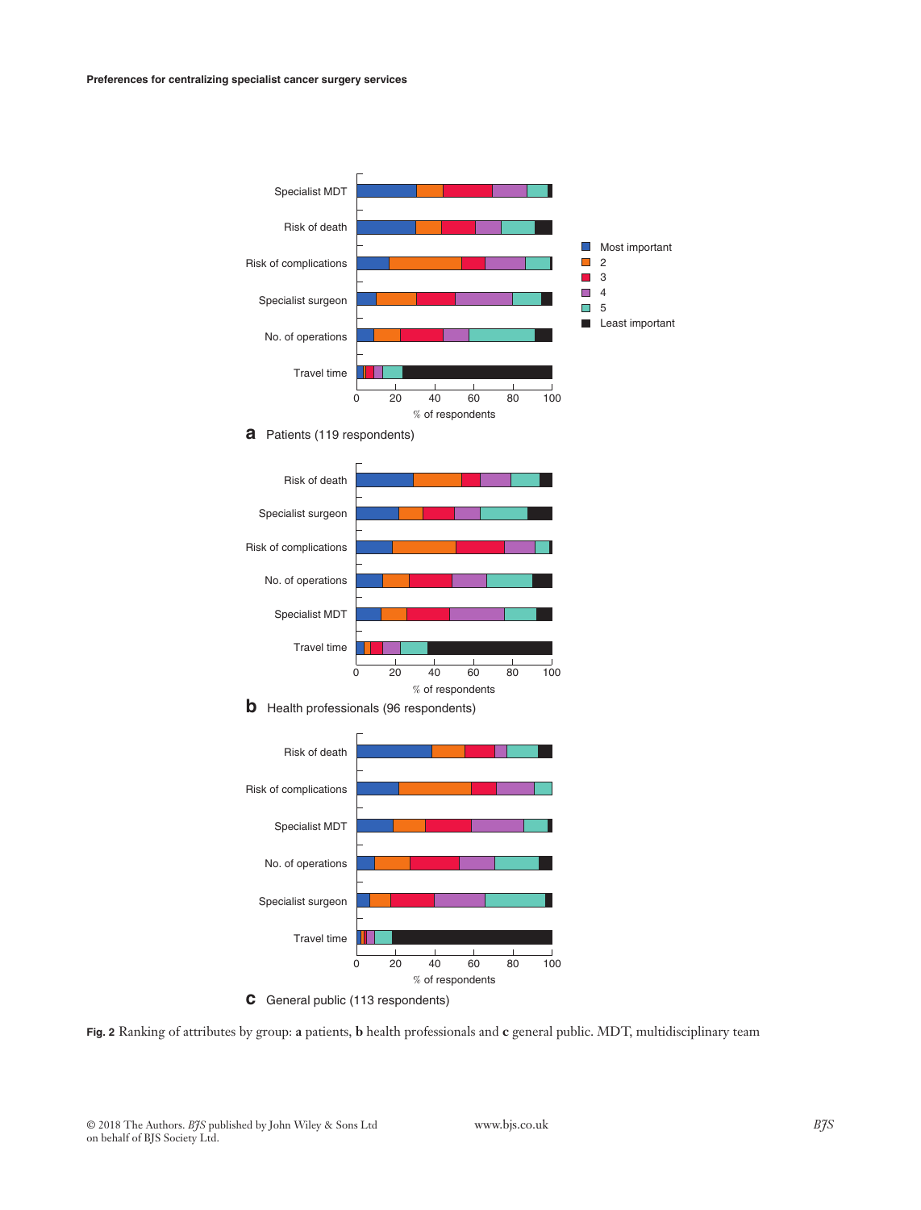Fig. 2 Ranking of attributes by group: **a** patients, **b** health professionals and **c** general public. MDT, multidisciplinary team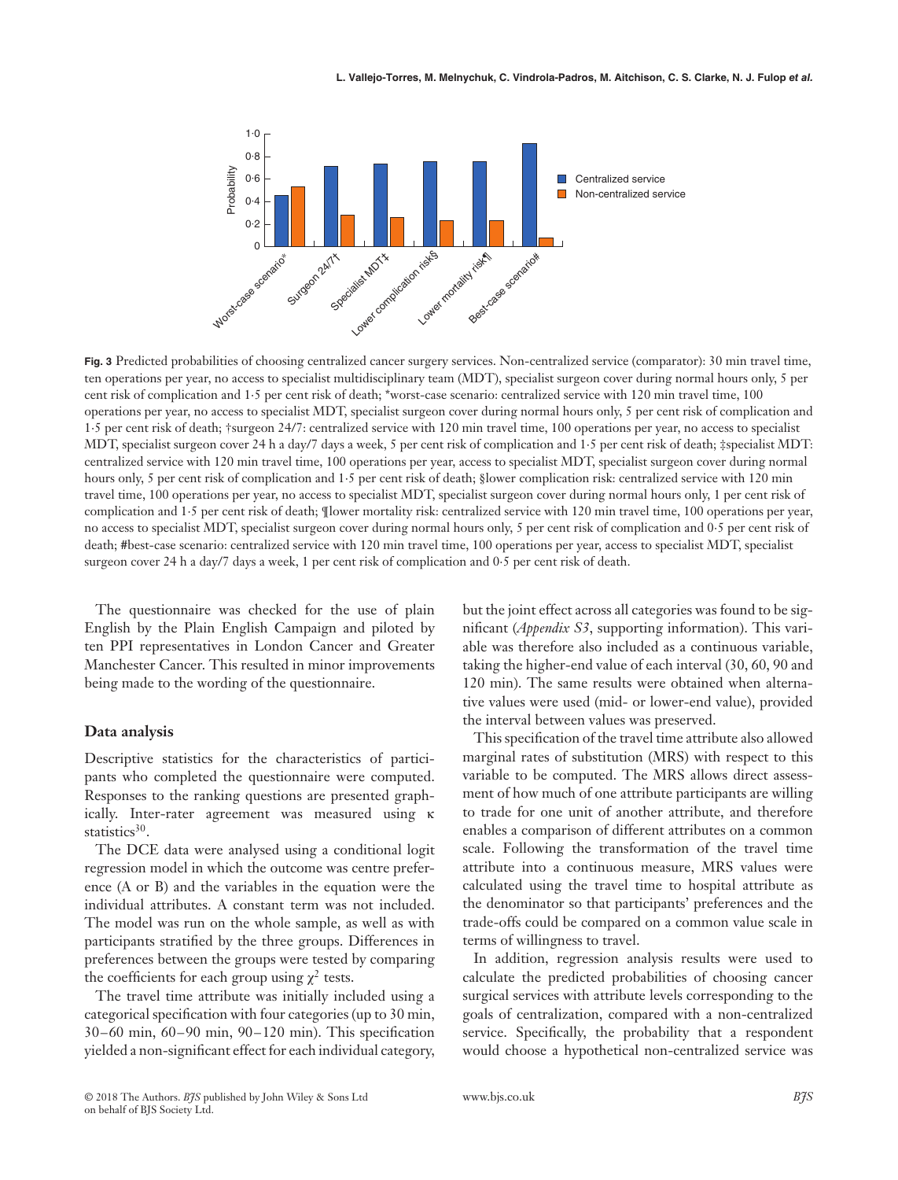Fig. 3 Predicted probabilities of choosing centralized cancer surgery services. Non-centralized service (comparator): 30 min travel time, ten operations per year, no access to specialist multidisciplinary team (MDT), specialist surgeon cover during normal hours only, 5 per cent risk of complication and 1·5 per cent risk of death; *worst-case scenario: centralized service with 120 min travel time, 100 operations per year, no access to specialist MDT, specialist surgeon cover during normal hours only, 5 per cent risk of complication and 1·5 per cent risk of death; †surgeon 24/7: centralized service with 120 min travel time, 100 operations per year, no access to specialist MDT, specialist surgeon cover 24 h a day/7 days a week, 5 per cent risk of complication and 1·5 per cent risk of death; ‡specialist MDT: centralized service with 120 min travel time, 100 operations per year, access to specialist MDT, specialist surgeon cover during normal hours only, 5 per cent risk of complication and 1·5 per cent risk of death; §lower complication risk: centralized service with 120 min travel time, 100 operations per year, no access to specialist MDT, specialist surgeon cover during normal hours only, 1 per cent risk of complication and 1·5 per cent risk of death; ¶lower mortality risk: centralized service with 120 min travel time, 100 operations per year, no access to specialist MDT, specialist surgeon cover during normal hours only, 5 per cent risk of complication and 0·5 per cent risk of death; #best-case scenario: centralized service with 120 min travel time, 100 operations per year, access to specialist MDT, specialist surgeon cover 24 h a day/7 days a week, 1 per cent risk of complication and 0·5 per cent risk of death.

The questionnaire was checked for the use of plain English by the Plain English Campaign and piloted by ten PPI representatives in London Cancer and Greater Manchester Cancer. This resulted in minor improvements being made to the wording of the questionnaire.

### Data analysis

Descriptive statistics for the characteristics of participants who completed the questionnaire were computed. Responses to the ranking questions are presented graphically. Inter-rater agreement was measured using κ statistics[30].

The DCE data were analysed using a conditional logit regression model in which the outcome was centre preference (A or B) and the variables in the equation were the individual attributes. A constant term was not included. The model was run on the whole sample, as well as with participants stratified by the three groups. Differences in preferences between the groups were tested by comparing the coefficients for each group using $\chi^2$ tests.

The travel time attribute was initially included using a categorical specification with four categories (up to 30 min, 30–60 min, 60–90 min, 90–120 min). This specification yielded a non-significant effect for each individual category, but the joint effect across all categories was found to be significant (*Appendix S3*, supporting information). This variable was therefore also included as a continuous variable, taking the higher-end value of each interval (30, 60, 90 and 120 min). The same results were obtained when alternative values were used (mid- or lower-end value), provided the interval between values was preserved.

This specification of the travel time attribute also allowed marginal rates of substitution (MRS) with respect to this variable to be computed. The MRS allows direct assessment of how much of one attribute participants are willing to trade for one unit of another attribute, and therefore enables a comparison of different attributes on a common scale. Following the transformation of the travel time attribute into a continuous measure, MRS values were calculated using the travel time to hospital attribute as the denominator so that participants' preferences and the trade-offs could be compared on a common value scale in terms of willingness to travel.

In addition, regression analysis results were used to calculate the predicted probabilities of choosing cancer surgical services with attribute levels corresponding to the goals of centralization, compared with a non-centralized service. Specifically, the probability that a respondent would choose a hypothetical non-centralized service was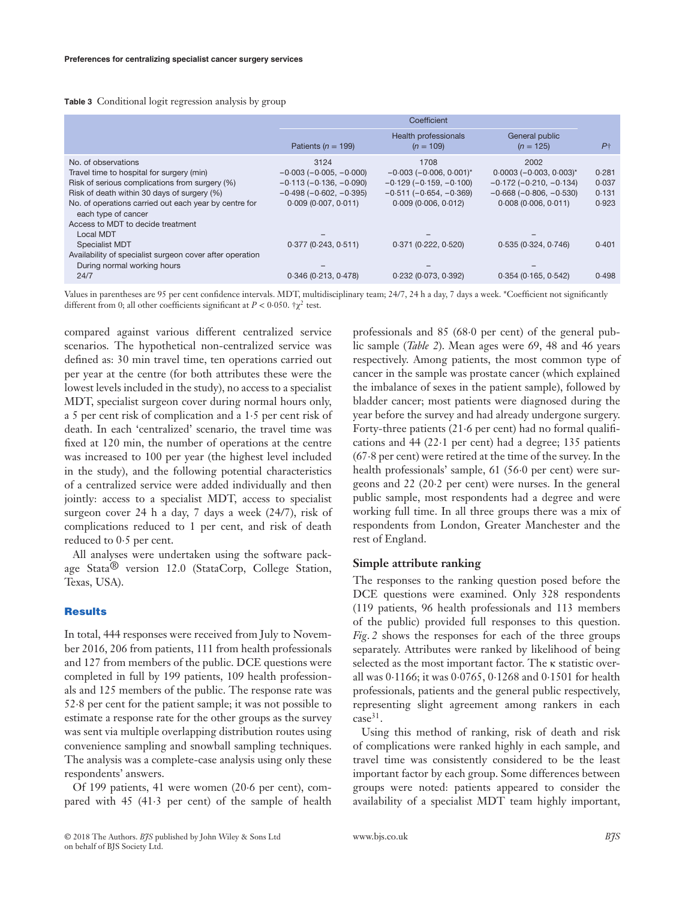**Table 3** Conditional logit regression analysis by group

| | Coefficient | | | |
|---|---|---|---|---|
| | Patients ($n$ = 199) | Health professionals ($n$ = 109) | General public ($n$ = 125) | $P$† |
| No. of observations | 3124 | 1708 | 2002 | |
| Travel time to hospital for surgery (min) | −0·003 (−0·005, −0·000) | −0·003 (−0·006, 0·001)* | 0·0003 (−0·003, 0·003)* | 0·281 |
| Risk of serious complications from surgery (%) | −0·113 (−0·136, −0·090) | −0·129 (−0·159, −0·100) | −0·172 (−0·210, −0·134) | 0·037 |
| Risk of death within 30 days of surgery (%) | −0·498 (−0·602, −0·395) | −0·511 (−0·654, −0·369) | −0·668 (−0·806, −0·530) | 0·131 |
| No. of operations carried out each year by centre for each type of cancer | 0·009 (0·007, 0·011) | 0·009 (0·006, 0·012) | 0·008 (0·006, 0·011) | 0·923 |
| Access to MDT to decide treatment | | | | |
| Local MDT | – | – | – | |
| Specialist MDT | 0·377 (0·243, 0·511) | 0·371 (0·222, 0·520) | 0·535 (0·324, 0·746) | 0·401 |
| Availability of specialist surgeon cover after operation | | | | |
| During normal working hours | – | – | – | |
| 24/7 | 0·346 (0·213, 0·478) | 0·232 (0·073, 0·392) | 0·354 (0·165, 0·542) | 0·498 |

Values in parentheses are 95 per cent confidence intervals. MDT, multidisciplinary team; 24/7, 24 h a day, 7 days a week. *Coefficient not significantly different from 0; all other coefficients significant at $P < 0{\cdot}050$. †$\chi^2$ test.

compared against various different centralized service scenarios. The hypothetical non-centralized service was defined as: 30 min travel time, ten operations carried out per year at the centre (for both attributes these were the lowest levels included in the study), no access to a specialist MDT, specialist surgeon cover during normal hours only, a 5 per cent risk of complication and a 1·5 per cent risk of death. In each 'centralized' scenario, the travel time was fixed at 120 min, the number of operations at the centre was increased to 100 per year (the highest level included in the study), and the following potential characteristics of a centralized service were added individually and then jointly: access to a specialist MDT, access to specialist surgeon cover 24 h a day, 7 days a week (24/7), risk of complications reduced to 1 per cent, and risk of death reduced to 0·5 per cent.

All analyses were undertaken using the software package Stata® version 12.0 (StataCorp, College Station, Texas, USA).

## Results

In total, 444 responses were received from July to November 2016, 206 from patients, 111 from health professionals and 127 from members of the public. DCE questions were completed in full by 199 patients, 109 health professionals and 125 members of the public. The response rate was 52·8 per cent for the patient sample; it was not possible to estimate a response rate for the other groups as the survey was sent via multiple overlapping distribution routes using convenience sampling and snowball sampling techniques. The analysis was a complete-case analysis using only these respondents' answers.

Of 199 patients, 41 were women (20·6 per cent), compared with 45 (41·3 per cent) of the sample of health professionals and 85 (68·0 per cent) of the general public sample (*Table 2*). Mean ages were 69, 48 and 46 years respectively. Among patients, the most common type of cancer in the sample was prostate cancer (which explained the imbalance of sexes in the patient sample), followed by bladder cancer; most patients were diagnosed during the year before the survey and had already undergone surgery. Forty-three patients (21·6 per cent) had no formal qualifications and 44 (22·1 per cent) had a degree; 135 patients (67·8 per cent) were retired at the time of the survey. In the health professionals' sample, 61 (56·0 per cent) were surgeons and 22 (20·2 per cent) were nurses. In the general public sample, most respondents had a degree and were working full time. In all three groups there was a mix of respondents from London, Greater Manchester and the rest of England.

### Simple attribute ranking

The responses to the ranking question posed before the DCE questions were examined. Only 328 respondents (119 patients, 96 health professionals and 113 members of the public) provided full responses to this question. *Fig. 2* shows the responses for each of the three groups separately. Attributes were ranked by likelihood of being selected as the most important factor. The κ statistic overall was 0·1166; it was 0·0765, 0·1268 and 0·1501 for health professionals, patients and the general public respectively, representing slight agreement among rankers in each case[31].

Using this method of ranking, risk of death and risk of complications were ranked highly in each sample, and travel time was consistently considered to be the least important factor by each group. Some differences between groups were noted: patients appeared to consider the availability of a specialist MDT team highly important,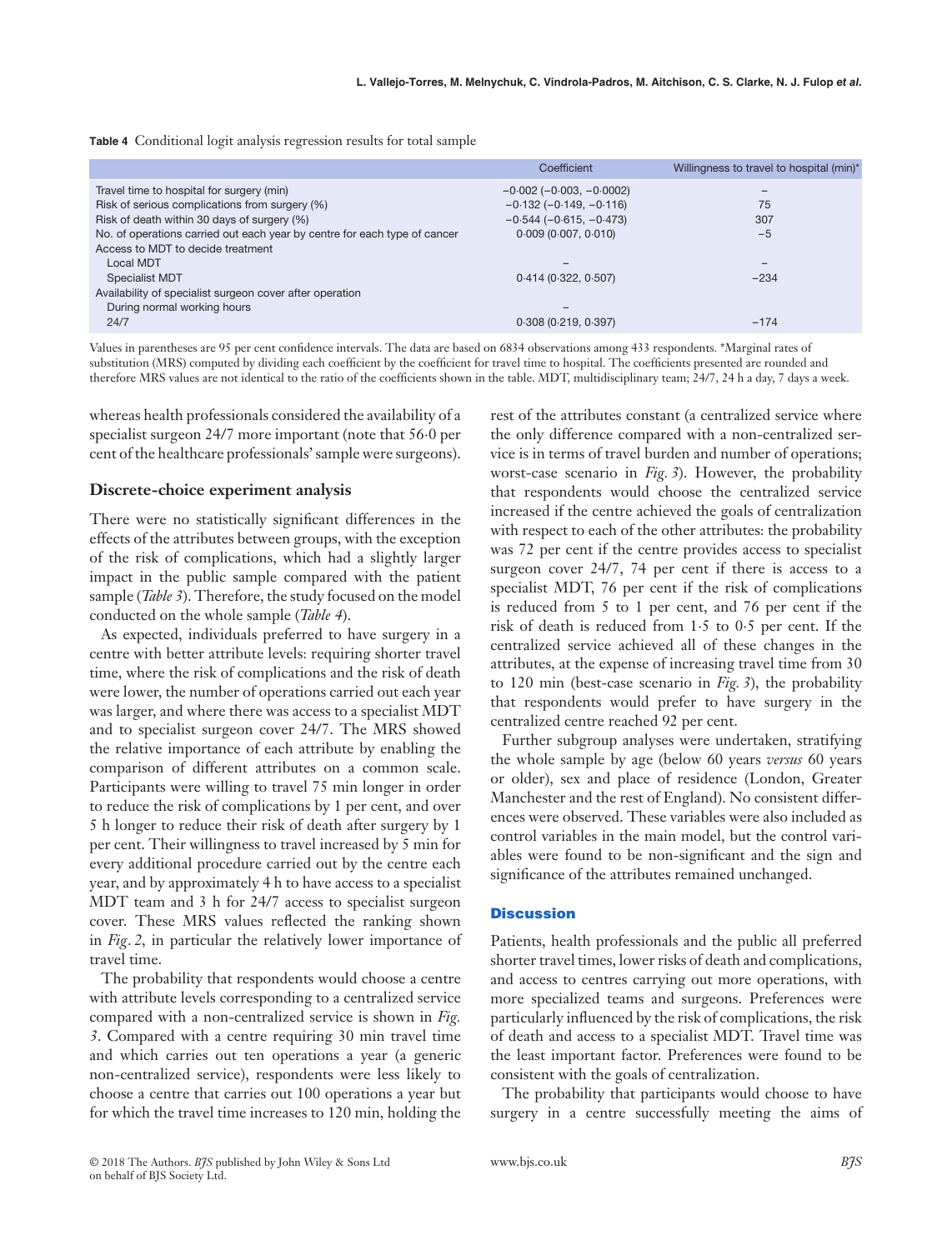**Table 4** Conditional logit analysis regression results for total sample

| | Coefficient | Willingness to travel to hospital (min)* |
|---|---|---|
| Travel time to hospital for surgery (min) | −0·002 (−0·003, −0·0002) | – |
| Risk of serious complications from surgery (%) | −0·132 (−0·149, −0·116) | 75 |
| Risk of death within 30 days of surgery (%) | −0·544 (−0·615, −0·473) | 307 |
| No. of operations carried out each year by centre for each type of cancer | 0·009 (0·007, 0·010) | −5 |
| Access to MDT to decide treatment | | |
| Local MDT | – | – |
| Specialist MDT | 0·414 (0·322, 0·507) | −234 |
| Availability of specialist surgeon cover after operation | | |
| During normal working hours | – | |
| 24/7 | 0·308 (0·219, 0·397) | −174 |

Values in parentheses are 95 per cent confidence intervals. The data are based on 6834 observations among 433 respondents. *Marginal rates of substitution (MRS) computed by dividing each coefficient by the coefficient for travel time to hospital. The coefficients presented are rounded and therefore MRS values are not identical to the ratio of the coefficients shown in the table. MDT, multidisciplinary team; 24/7, 24 h a day, 7 days a week.

whereas health professionals considered the availability of a specialist surgeon 24/7 more important (note that 56·0 per cent of the healthcare professionals' sample were surgeons).

### Discrete-choice experiment analysis

There were no statistically significant differences in the effects of the attributes between groups, with the exception of the risk of complications, which had a slightly larger impact in the public sample compared with the patient sample (*Table 3*). Therefore, the study focused on the model conducted on the whole sample (*Table 4*).

As expected, individuals preferred to have surgery in a centre with better attribute levels: requiring shorter travel time, where the risk of complications and the risk of death were lower, the number of operations carried out each year was larger, and where there was access to a specialist MDT and to specialist surgeon cover 24/7. The MRS showed the relative importance of each attribute by enabling the comparison of different attributes on a common scale. Participants were willing to travel 75 min longer in order to reduce the risk of complications by 1 per cent, and over 5 h longer to reduce their risk of death after surgery by 1 per cent. Their willingness to travel increased by 5 min for every additional procedure carried out by the centre each year, and by approximately 4 h to have access to a specialist MDT team and 3 h for 24/7 access to specialist surgeon cover. These MRS values reflected the ranking shown in *Fig. 2*, in particular the relatively lower importance of travel time.

The probability that respondents would choose a centre with attribute levels corresponding to a centralized service compared with a non-centralized service is shown in *Fig. 3*. Compared with a centre requiring 30 min travel time and which carries out ten operations a year (a generic non-centralized service), respondents were less likely to choose a centre that carries out 100 operations a year but for which the travel time increases to 120 min, holding the rest of the attributes constant (a centralized service where the only difference compared with a non-centralized service is in terms of travel burden and number of operations; worst-case scenario in *Fig. 3*). However, the probability that respondents would choose the centralized service increased if the centre achieved the goals of centralization with respect to each of the other attributes: the probability was 72 per cent if the centre provides access to specialist surgeon cover 24/7, 74 per cent if there is access to a specialist MDT, 76 per cent if the risk of complications is reduced from 5 to 1 per cent, and 76 per cent if the risk of death is reduced from 1·5 to 0·5 per cent. If the centralized service achieved all of these changes in the attributes, at the expense of increasing travel time from 30 to 120 min (best-case scenario in *Fig. 3*), the probability that respondents would prefer to have surgery in the centralized centre reached 92 per cent.

Further subgroup analyses were undertaken, stratifying the whole sample by age (below 60 years *versus* 60 years or older), sex and place of residence (London, Greater Manchester and the rest of England). No consistent differences were observed. These variables were also included as control variables in the main model, but the control variables were found to be non-significant and the sign and significance of the attributes remained unchanged.

## Discussion

Patients, health professionals and the public all preferred shorter travel times, lower risks of death and complications, and access to centres carrying out more operations, with more specialized teams and surgeons. Preferences were particularly influenced by the risk of complications, the risk of death and access to a specialist MDT. Travel time was the least important factor. Preferences were found to be consistent with the goals of centralization.

The probability that participants would choose to have surgery in a centre successfully meeting the aims of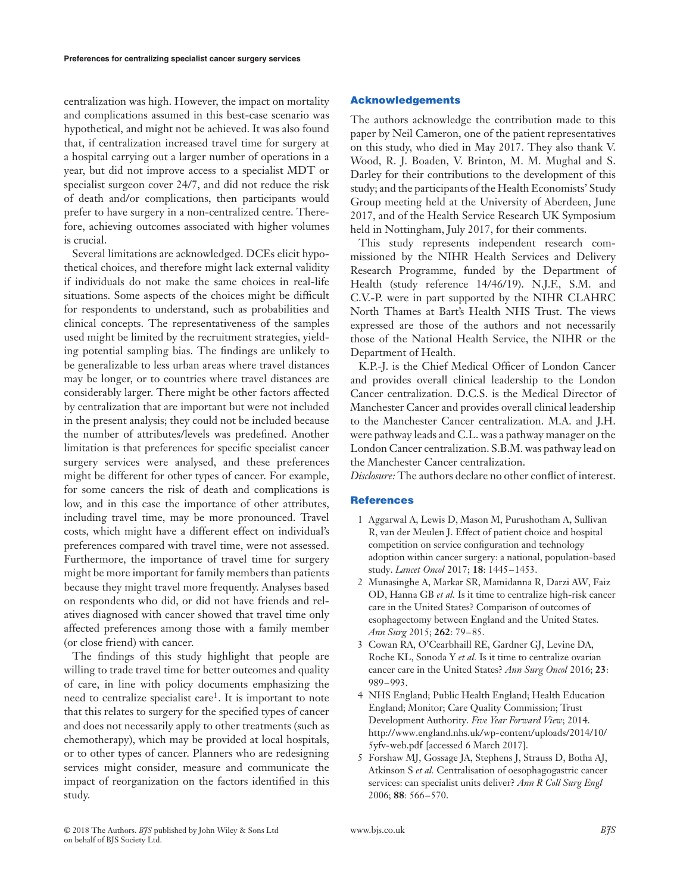centralization was high. However, the impact on mortality and complications assumed in this best-case scenario was hypothetical, and might not be achieved. It was also found that, if centralization increased travel time for surgery at a hospital carrying out a larger number of operations in a year, but did not improve access to a specialist MDT or specialist surgeon cover 24/7, and did not reduce the risk of death and/or complications, then participants would prefer to have surgery in a non-centralized centre. Therefore, achieving outcomes associated with higher volumes is crucial.

Several limitations are acknowledged. DCEs elicit hypothetical choices, and therefore might lack external validity if individuals do not make the same choices in real-life situations. Some aspects of the choices might be difficult for respondents to understand, such as probabilities and clinical concepts. The representativeness of the samples used might be limited by the recruitment strategies, yielding potential sampling bias. The findings are unlikely to be generalizable to less urban areas where travel distances may be longer, or to countries where travel distances are considerably larger. There might be other factors affected by centralization that are important but were not included in the present analysis; they could not be included because the number of attributes/levels was predefined. Another limitation is that preferences for specific specialist cancer surgery services were analysed, and these preferences might be different for other types of cancer. For example, for some cancers the risk of death and complications is low, and in this case the importance of other attributes, including travel time, may be more pronounced. Travel costs, which might have a different effect on individual's preferences compared with travel time, were not assessed. Furthermore, the importance of travel time for surgery might be more important for family members than patients because they might travel more frequently. Analyses based on respondents who did, or did not have friends and relatives diagnosed with cancer showed that travel time only affected preferences among those with a family member (or close friend) with cancer.

The findings of this study highlight that people are willing to trade travel time for better outcomes and quality of care, in line with policy documents emphasizing the need to centralize specialist care[1]. It is important to note that this relates to surgery for the specified types of cancer and does not necessarily apply to other treatments (such as chemotherapy), which may be provided at local hospitals, or to other types of cancer. Planners who are redesigning services might consider, measure and communicate the impact of reorganization on the factors identified in this study.

## Acknowledgements

The authors acknowledge the contribution made to this paper by Neil Cameron, one of the patient representatives on this study, who died in May 2017. They also thank V. Wood, R. J. Boaden, V. Brinton, M. M. Mughal and S. Darley for their contributions to the development of this study; and the participants of the Health Economists' Study Group meeting held at the University of Aberdeen, June 2017, and of the Health Service Research UK Symposium held in Nottingham, July 2017, for their comments.

This study represents independent research commissioned by the NIHR Health Services and Delivery Research Programme, funded by the Department of Health (study reference 14/46/19). N.J.F., S.M. and C.V.-P. were in part supported by the NIHR CLAHRC North Thames at Bart's Health NHS Trust. The views expressed are those of the authors and not necessarily those of the National Health Service, the NIHR or the Department of Health.

K.P.-J. is the Chief Medical Officer of London Cancer and provides overall clinical leadership to the London Cancer centralization. D.C.S. is the Medical Director of Manchester Cancer and provides overall clinical leadership to the Manchester Cancer centralization. M.A. and J.H. were pathway leads and C.L. was a pathway manager on the London Cancer centralization. S.B.M. was pathway lead on the Manchester Cancer centralization.

*Disclosure:* The authors declare no other conflict of interest.

## References

1 Aggarwal A, Lewis D, Mason M, Purushotham A, Sullivan R, van der Meulen J. Effect of patient choice and hospital competition on service configuration and technology adoption within cancer surgery: a national, population-based study. *Lancet Oncol* 2017; **18**: 1445–1453.

2 Munasinghe A, Markar SR, Mamidanna R, Darzi AW, Faiz OD, Hanna GB *et al.* Is it time to centralize high-risk cancer care in the United States? Comparison of outcomes of esophagectomy between England and the United States. *Ann Surg* 2015; **262**: 79–85.

3 Cowan RA, O'Cearbhaill RE, Gardner GJ, Levine DA, Roche KL, Sonoda Y *et al.* Is it time to centralize ovarian cancer care in the United States? *Ann Surg Oncol* 2016; **23**: 989–993.

4 NHS England; Public Health England; Health Education England; Monitor; Care Quality Commission; Trust Development Authority. *Five Year Forward View*; 2014. http://www.england.nhs.uk/wp-content/uploads/2014/10/5yfv-web.pdf [accessed 6 March 2017].

5 Forshaw MJ, Gossage JA, Stephens J, Strauss D, Botha AJ, Atkinson S *et al.* Centralisation of oesophagogastric cancer services: can specialist units deliver? *Ann R Coll Surg Engl* 2006; **88**: 566–570.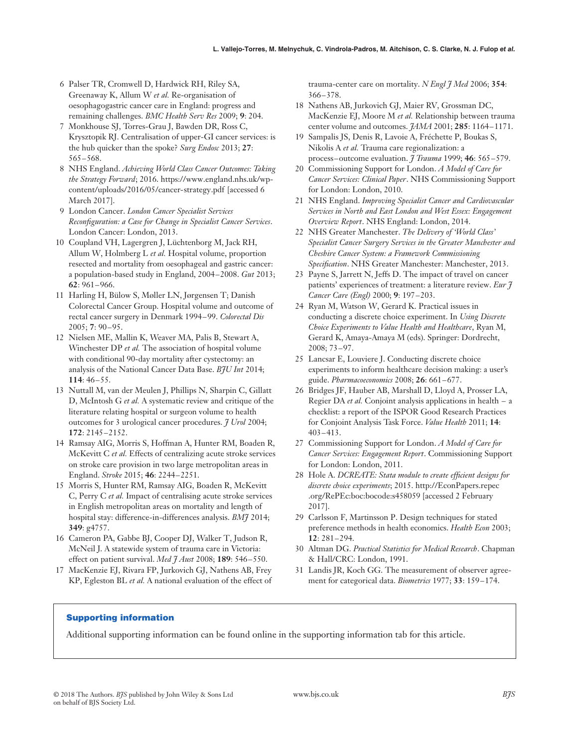6 Palser TR, Cromwell D, Hardwick RH, Riley SA, Greenaway K, Allum W *et al.* Re-organisation of oesophagogastric cancer care in England: progress and remaining challenges. *BMC Health Serv Res* 2009; **9**: 204.

7 Monkhouse SJ, Torres-Grau J, Bawden DR, Ross C, Krysztopik RJ. Centralisation of upper-GI cancer services: is the hub quicker than the spoke? *Surg Endosc* 2013; **27**: 565–568.

8 NHS England. *Achieving World Class Cancer Outcomes: Taking the Strategy Forward*; 2016. https://www.england.nhs.uk/wp-content/uploads/2016/05/cancer-strategy.pdf [accessed 6 March 2017].

9 London Cancer. *London Cancer Specialist Services Reconfiguration: a Case for Change in Specialist Cancer Services*. London Cancer: London, 2013.

10 Coupland VH, Lagergren J, Lüchtenborg M, Jack RH, Allum W, Holmberg L *et al.* Hospital volume, proportion resected and mortality from oesophageal and gastric cancer: a population-based study in England, 2004–2008. *Gut* 2013; **62**: 961–966.

11 Harling H, Bülow S, Møller LN, Jørgensen T; Danish Colorectal Cancer Group. Hospital volume and outcome of rectal cancer surgery in Denmark 1994–99. *Colorectal Dis* 2005; **7**: 90–95.

12 Nielsen ME, Mallin K, Weaver MA, Palis B, Stewart A, Winchester DP *et al.* The association of hospital volume with conditional 90-day mortality after cystectomy: an analysis of the National Cancer Data Base. *BJU Int* 2014; **114**: 46–55.

13 Nuttall M, van der Meulen J, Phillips N, Sharpin C, Gillatt D, McIntosh G *et al.* A systematic review and critique of the literature relating hospital or surgeon volume to health outcomes for 3 urological cancer procedures. *J Urol* 2004; **172**: 2145–2152.

14 Ramsay AIG, Morris S, Hoffman A, Hunter RM, Boaden R, McKevitt C *et al.* Effects of centralizing acute stroke services on stroke care provision in two large metropolitan areas in England. *Stroke* 2015; **46**: 2244–2251.

15 Morris S, Hunter RM, Ramsay AIG, Boaden R, McKevitt C, Perry C *et al.* Impact of centralising acute stroke services in English metropolitan areas on mortality and length of hospital stay: difference-in-differences analysis. *BMJ* 2014; **349**: g4757.

16 Cameron PA, Gabbe BJ, Cooper DJ, Walker T, Judson R, McNeil J. A statewide system of trauma care in Victoria: effect on patient survival. *Med J Aust* 2008; **189**: 546–550.

17 MacKenzie EJ, Rivara FP, Jurkovich GJ, Nathens AB, Frey KP, Egleston BL *et al.* A national evaluation of the effect of trauma-center care on mortality. *N Engl J Med* 2006; **354**: 366–378.

18 Nathens AB, Jurkovich GJ, Maier RV, Grossman DC, MacKenzie EJ, Moore M *et al.* Relationship between trauma center volume and outcomes. *JAMA* 2001; **285**: 1164–1171.

19 Sampalis JS, Denis R, Lavoie A, Fréchette P, Boukas S, Nikolis A *et al.* Trauma care regionalization: a process–outcome evaluation. *J Trauma* 1999; **46**: 565–579.

20 Commissioning Support for London. *A Model of Care for Cancer Services: Clinical Paper*. NHS Commissioning Support for London: London, 2010.

21 NHS England. *Improving Specialist Cancer and Cardiovascular Services in North and East London and West Essex: Engagement Overview Report*. NHS England: London, 2014.

22 NHS Greater Manchester. *The Delivery of 'World Class' Specialist Cancer Surgery Services in the Greater Manchester and Cheshire Cancer System: a Framework Commissioning Specification*. NHS Greater Manchester: Manchester, 2013.

23 Payne S, Jarrett N, Jeffs D. The impact of travel on cancer patients' experiences of treatment: a literature review. *Eur J Cancer Care (Engl)* 2000; **9**: 197–203.

24 Ryan M, Watson W, Gerard K. Practical issues in conducting a discrete choice experiment. In *Using Discrete Choice Experiments to Value Health and Healthcare*, Ryan M, Gerard K, Amaya-Amaya M (eds). Springer: Dordrecht, 2008; 73–97.

25 Lancsar E, Louviere J. Conducting discrete choice experiments to inform healthcare decision making: a user's guide. *Pharmacoeconomics* 2008; **26**: 661–677.

26 Bridges JF, Hauber AB, Marshall D, Lloyd A, Prosser LA, Regier DA *et al.* Conjoint analysis applications in health – a checklist: a report of the ISPOR Good Research Practices for Conjoint Analysis Task Force. *Value Health* 2011; **14**: 403–413.

27 Commissioning Support for London. *A Model of Care for Cancer Services: Engagement Report*. Commissioning Support for London: London, 2011.

28 Hole A. *DCREATE: Stata module to create efficient designs for discrete choice experiments*; 2015. http://EconPapers.repec.org/RePEc:boc:bocode:s458059 [accessed 2 February 2017].

29 Carlsson F, Martinsson P. Design techniques for stated preference methods in health economics. *Health Econ* 2003; **12**: 281–294.

30 Altman DG. *Practical Statistics for Medical Research*. Chapman & Hall/CRC: London, 1991.

31 Landis JR, Koch GG. The measurement of observer agreement for categorical data. *Biometrics* 1977; **33**: 159–174.

## Supporting information

Additional supporting information can be found online in the supporting information tab for this article.